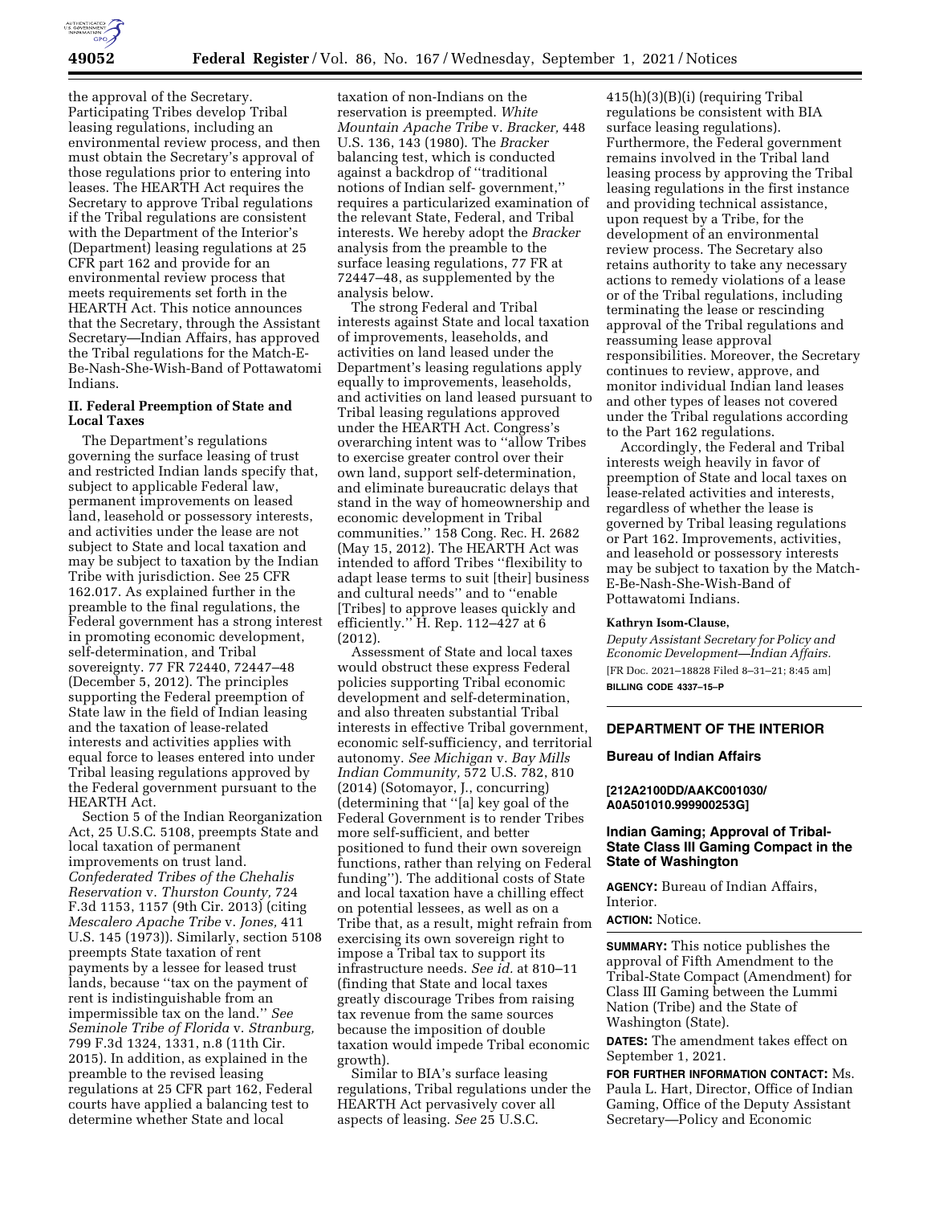the approval of the Secretary. Participating Tribes develop Tribal leasing regulations, including an environmental review process, and then must obtain the Secretary's approval of those regulations prior to entering into leases. The HEARTH Act requires the Secretary to approve Tribal regulations if the Tribal regulations are consistent with the Department of the Interior's (Department) leasing regulations at 25 CFR part 162 and provide for an environmental review process that meets requirements set forth in the HEARTH Act. This notice announces that the Secretary, through the Assistant Secretary—Indian Affairs, has approved the Tribal regulations for the Match-E-Be-Nash-She-Wish-Band of Pottawatomi Indians.

## II. Federal Preemption of State and Local Taxes

The Department's regulations governing the surface leasing of trust and restricted Indian lands specify that, subject to applicable Federal law, permanent improvements on leased land, leasehold or possessory interests, and activities under the lease are not subject to State and local taxation and may be subject to taxation by the Indian Tribe with jurisdiction. See 25 CFR 162.017. As explained further in the preamble to the final regulations, the Federal government has a strong interest in promoting economic development, self-determination, and Tribal sovereignty. 77 FR 72440, 72447–48 (December 5, 2012). The principles supporting the Federal preemption of State law in the field of Indian leasing and the taxation of lease-related interests and activities applies with equal force to leases entered into under Tribal leasing regulations approved by the Federal government pursuant to the HEARTH Act.

Section 5 of the Indian Reorganization Act, 25 U.S.C. 5108, preempts State and local taxation of permanent improvements on trust land. *Confederated Tribes of the Chehalis Reservation* v. *Thurston County,* 724 F.3d 1153, 1157 (9th Cir. 2013) (citing *Mescalero Apache Tribe* v. *Jones,* 411 U.S. 145 (1973)). Similarly, section 5108 preempts State taxation of rent payments by a lessee for leased trust lands, because ''tax on the payment of rent is indistinguishable from an impermissible tax on the land.'' *See Seminole Tribe of Florida* v. *Stranburg,* 799 F.3d 1324, 1331, n.8 (11th Cir. 2015). In addition, as explained in the preamble to the revised leasing regulations at 25 CFR part 162, Federal courts have applied a balancing test to determine whether State and local taxation of non-Indians on the reservation is preempted. *White Mountain Apache Tribe* v. *Bracker,* 448 U.S. 136, 143 (1980). The *Bracker* balancing test, which is conducted against a backdrop of ''traditional notions of Indian self- government,'' requires a particularized examination of the relevant State, Federal, and Tribal interests. We hereby adopt the *Bracker* analysis from the preamble to the surface leasing regulations, 77 FR at 72447–48, as supplemented by the analysis below.

The strong Federal and Tribal interests against State and local taxation of improvements, leaseholds, and activities on land leased under the Department's leasing regulations apply equally to improvements, leaseholds, and activities on land leased pursuant to Tribal leasing regulations approved under the HEARTH Act. Congress's overarching intent was to ''allow Tribes to exercise greater control over their own land, support self-determination, and eliminate bureaucratic delays that stand in the way of homeownership and economic development in Tribal communities.'' 158 Cong. Rec. H. 2682 (May 15, 2012). The HEARTH Act was intended to afford Tribes ''flexibility to adapt lease terms to suit [their] business and cultural needs'' and to ''enable [Tribes] to approve leases quickly and efficiently.'' H. Rep. 112–427 at 6 (2012).

Assessment of State and local taxes would obstruct these express Federal policies supporting Tribal economic development and self-determination, and also threaten substantial Tribal interests in effective Tribal government, economic self-sufficiency, and territorial autonomy. *See Michigan* v. *Bay Mills Indian Community,* 572 U.S. 782, 810 (2014) (Sotomayor, J., concurring) (determining that ''[a] key goal of the Federal Government is to render Tribes more self-sufficient, and better positioned to fund their own sovereign functions, rather than relying on Federal funding''). The additional costs of State and local taxation have a chilling effect on potential lessees, as well as on a Tribe that, as a result, might refrain from exercising its own sovereign right to impose a Tribal tax to support its infrastructure needs. *See id.* at 810–11 (finding that State and local taxes greatly discourage Tribes from raising tax revenue from the same sources because the imposition of double taxation would impede Tribal economic growth).

Similar to BIA's surface leasing regulations, Tribal regulations under the HEARTH Act pervasively cover all aspects of leasing. *See* 25 U.S.C. 415(h)(3)(B)(i) (requiring Tribal regulations be consistent with BIA surface leasing regulations). Furthermore, the Federal government remains involved in the Tribal land leasing process by approving the Tribal leasing regulations in the first instance and providing technical assistance, upon request by a Tribe, for the development of an environmental review process. The Secretary also retains authority to take any necessary actions to remedy violations of a lease or of the Tribal regulations, including terminating the lease or rescinding approval of the Tribal regulations and reassuming lease approval responsibilities. Moreover, the Secretary continues to review, approve, and monitor individual Indian land leases and other types of leases not covered under the Tribal regulations according to the Part 162 regulations.

Accordingly, the Federal and Tribal interests weigh heavily in favor of preemption of State and local taxes on lease-related activities and interests, regardless of whether the lease is governed by Tribal leasing regulations or Part 162. Improvements, activities, and leasehold or possessory interests may be subject to taxation by the Match-E-Be-Nash-She-Wish-Band of Pottawatomi Indians.

**Kathryn Isom-Clause,**

*Deputy Assistant Secretary for Policy and Economic Development—Indian Affairs.*

[FR Doc. 2021–18828 Filed 8–31–21; 8:45 am]

**BILLING CODE 4337–15–P**

---

## DEPARTMENT OF THE INTERIOR

### Bureau of Indian Affairs

**[212A2100DD/AAKC001030/ A0A501010.999900253G]**

### Indian Gaming; Approval of Tribal-State Class III Gaming Compact in the State of Washington

**AGENCY:** Bureau of Indian Affairs, Interior.

**ACTION:** Notice.

**SUMMARY:** This notice publishes the approval of Fifth Amendment to the Tribal-State Compact (Amendment) for Class III Gaming between the Lummi Nation (Tribe) and the State of Washington (State).

**DATES:** The amendment takes effect on September 1, 2021.

**FOR FURTHER INFORMATION CONTACT:** Ms. Paula L. Hart, Director, Office of Indian Gaming, Office of the Deputy Assistant Secretary—Policy and Economic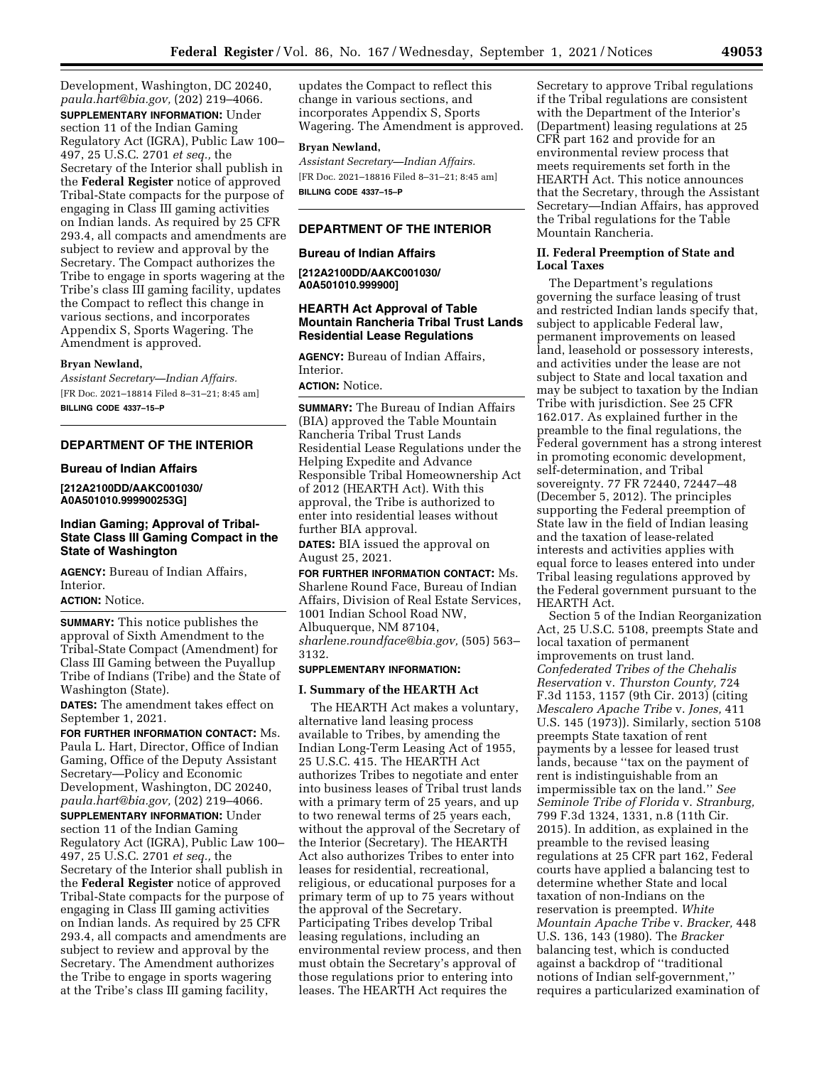Development, Washington, DC 20240, *paula.hart@bia.gov,* (202) 219–4066.

**SUPPLEMENTARY INFORMATION:** Under section 11 of the Indian Gaming Regulatory Act (IGRA), Public Law 100–497, 25 U.S.C. 2701 *et seq.,* the Secretary of the Interior shall publish in the **Federal Register** notice of approved Tribal-State compacts for the purpose of engaging in Class III gaming activities on Indian lands. As required by 25 CFR 293.4, all compacts and amendments are subject to review and approval by the Secretary. The Compact authorizes the Tribe to engage in sports wagering at the Tribe's class III gaming facility, updates the Compact to reflect this change in various sections, and incorporates Appendix S, Sports Wagering. The Amendment is approved.

**Bryan Newland,**

*Assistant Secretary—Indian Affairs.*

[FR Doc. 2021–18814 Filed 8–31–21; 8:45 am]

**BILLING CODE 4337–15–P**

---

## DEPARTMENT OF THE INTERIOR

### Bureau of Indian Affairs

**[212A2100DD/AAKC001030/A0A501010.999900253G]**

### Indian Gaming; Approval of Tribal-State Class III Gaming Compact in the State of Washington

**AGENCY:** Bureau of Indian Affairs, Interior.

**ACTION:** Notice.

**SUMMARY:** This notice publishes the approval of Sixth Amendment to the Tribal-State Compact (Amendment) for Class III Gaming between the Puyallup Tribe of Indians (Tribe) and the State of Washington (State).

**DATES:** The amendment takes effect on September 1, 2021.

**FOR FURTHER INFORMATION CONTACT:** Ms. Paula L. Hart, Director, Office of Indian Gaming, Office of the Deputy Assistant Secretary—Policy and Economic Development, Washington, DC 20240, *paula.hart@bia.gov,* (202) 219–4066.

**SUPPLEMENTARY INFORMATION:** Under section 11 of the Indian Gaming Regulatory Act (IGRA), Public Law 100–497, 25 U.S.C. 2701 *et seq.,* the Secretary of the Interior shall publish in the **Federal Register** notice of approved Tribal-State compacts for the purpose of engaging in Class III gaming activities on Indian lands. As required by 25 CFR 293.4, all compacts and amendments are subject to review and approval by the Secretary. The Amendment authorizes the Tribe to engage in sports wagering at the Tribe's class III gaming facility, updates the Compact to reflect this change in various sections, and incorporates Appendix S, Sports Wagering. The Amendment is approved.

**Bryan Newland,**

*Assistant Secretary—Indian Affairs.*

[FR Doc. 2021–18816 Filed 8–31–21; 8:45 am]

**BILLING CODE 4337–15–P**

---

## DEPARTMENT OF THE INTERIOR

### Bureau of Indian Affairs

**[212A2100DD/AAKC001030/A0A501010.999900]**

### HEARTH Act Approval of Table Mountain Rancheria Tribal Trust Lands Residential Lease Regulations

**AGENCY:** Bureau of Indian Affairs, Interior.

**ACTION:** Notice.

**SUMMARY:** The Bureau of Indian Affairs (BIA) approved the Table Mountain Rancheria Tribal Trust Lands Residential Lease Regulations under the Helping Expedite and Advance Responsible Tribal Homeownership Act of 2012 (HEARTH Act). With this approval, the Tribe is authorized to enter into residential leases without further BIA approval.

**DATES:** BIA issued the approval on August 25, 2021.

**FOR FURTHER INFORMATION CONTACT:** Ms. Sharlene Round Face, Bureau of Indian Affairs, Division of Real Estate Services, 1001 Indian School Road NW, Albuquerque, NM 87104, *sharlene.roundface@bia.gov,* (505) 563–3132.

**SUPPLEMENTARY INFORMATION:**

#### I. Summary of the HEARTH Act

The HEARTH Act makes a voluntary, alternative land leasing process available to Tribes, by amending the Indian Long-Term Leasing Act of 1955, 25 U.S.C. 415. The HEARTH Act authorizes Tribes to negotiate and enter into business leases of Tribal trust lands with a primary term of 25 years, and up to two renewal terms of 25 years each, without the approval of the Secretary of the Interior (Secretary). The HEARTH Act also authorizes Tribes to enter into leases for residential, recreational, religious, or educational purposes for a primary term of up to 75 years without the approval of the Secretary. Participating Tribes develop Tribal leasing regulations, including an environmental review process, and then must obtain the Secretary's approval of those regulations prior to entering into leases. The HEARTH Act requires the Secretary to approve Tribal regulations if the Tribal regulations are consistent with the Department of the Interior's (Department) leasing regulations at 25 CFR part 162 and provide for an environmental review process that meets requirements set forth in the HEARTH Act. This notice announces that the Secretary, through the Assistant Secretary—Indian Affairs, has approved the Tribal regulations for the Table Mountain Rancheria.

#### II. Federal Preemption of State and Local Taxes

The Department's regulations governing the surface leasing of trust and restricted Indian lands specify that, subject to applicable Federal law, permanent improvements on leased land, leasehold or possessory interests, and activities under the lease are not subject to State and local taxation and may be subject to taxation by the Indian Tribe with jurisdiction. See 25 CFR 162.017. As explained further in the preamble to the final regulations, the Federal government has a strong interest in promoting economic development, self-determination, and Tribal sovereignty. 77 FR 72440, 72447–48 (December 5, 2012). The principles supporting the Federal preemption of State law in the field of Indian leasing and the taxation of lease-related interests and activities applies with equal force to leases entered into under Tribal leasing regulations approved by the Federal government pursuant to the HEARTH Act.

Section 5 of the Indian Reorganization Act, 25 U.S.C. 5108, preempts State and local taxation of permanent improvements on trust land. *Confederated Tribes of the Chehalis Reservation* v. *Thurston County,* 724 F.3d 1153, 1157 (9th Cir. 2013) (citing *Mescalero Apache Tribe* v. *Jones,* 411 U.S. 145 (1973)). Similarly, section 5108 preempts State taxation of rent payments by a lessee for leased trust lands, because ''tax on the payment of rent is indistinguishable from an impermissible tax on the land.'' *See Seminole Tribe of Florida* v. *Stranburg,* 799 F.3d 1324, 1331, n.8 (11th Cir. 2015). In addition, as explained in the preamble to the revised leasing regulations at 25 CFR part 162, Federal courts have applied a balancing test to determine whether State and local taxation of non-Indians on the reservation is preempted. *White Mountain Apache Tribe* v. *Bracker,* 448 U.S. 136, 143 (1980). The *Bracker* balancing test, which is conducted against a backdrop of ''traditional notions of Indian self-government,'' requires a particularized examination of